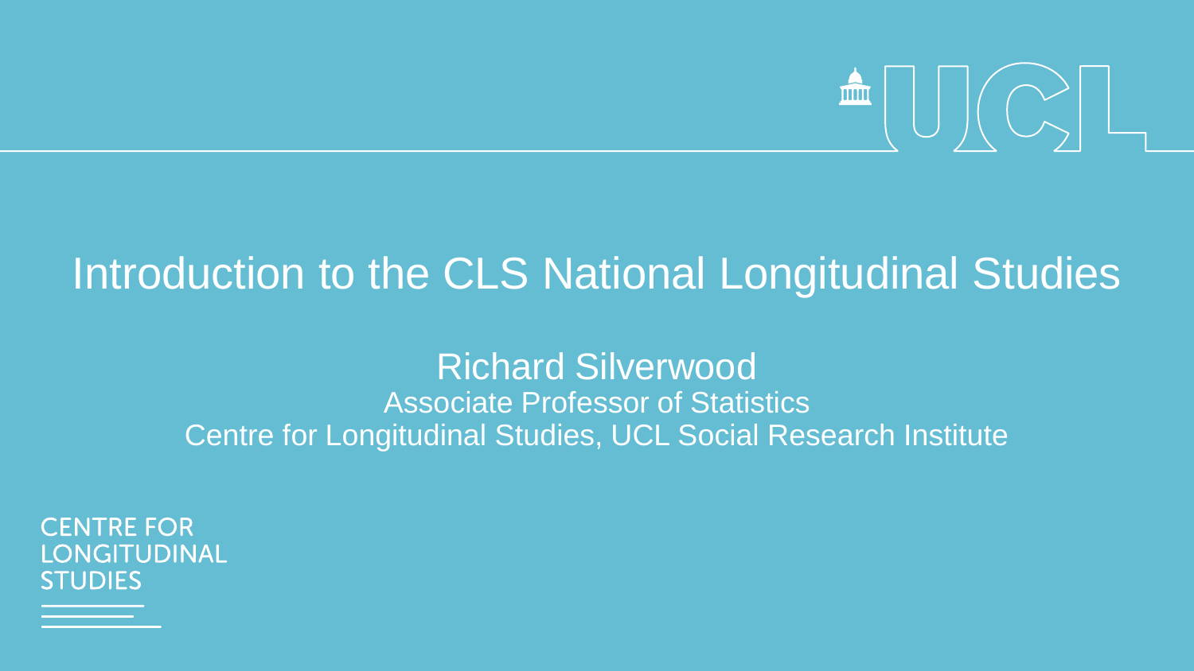# Introduction to the CLS National Longitudinal Studies

Richard Silverwood

Associate Professor of Statistics

Centre for Longitudinal Studies, UCL Social Research Institute

CENTRE FOR LONGITUDINAL STUDIES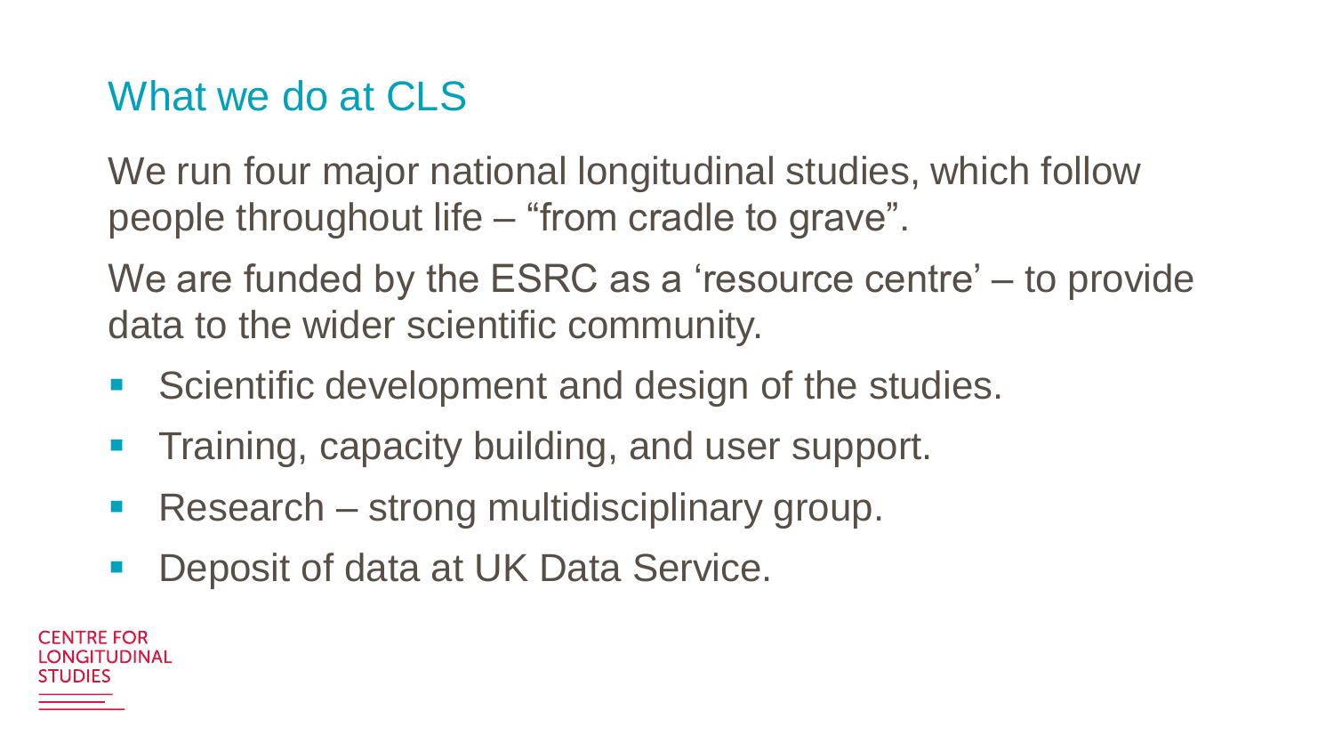## What we do at CLS

We run four major national longitudinal studies, which follow people throughout life – “from cradle to grave”.

We are funded by the ESRC as a ‘resource centre’ – to provide data to the wider scientific community.

- Scientific development and design of the studies.
- Training, capacity building, and user support.
- Research – strong multidisciplinary group.
- Deposit of data at UK Data Service.

CENTRE FOR LONGITUDINAL STUDIES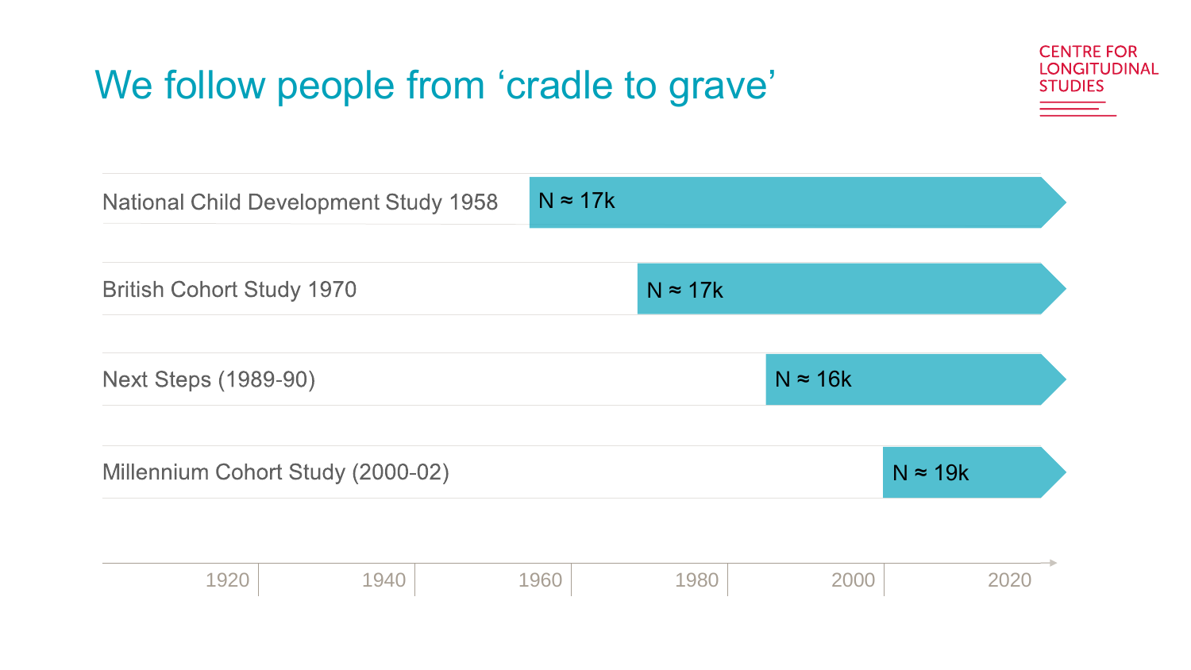# We follow people from 'cradle to grave'

CENTRE FOR LONGITUDINAL STUDIES

| Study | Sample size |
| --- | --- |
| National Child Development Study 1958 | N ≈ 17k |
| British Cohort Study 1970 | N ≈ 17k |
| Next Steps (1989-90) | N ≈ 16k |
| Millennium Cohort Study (2000-02) | N ≈ 19k |

1920 1940 1960 1980 2000 2020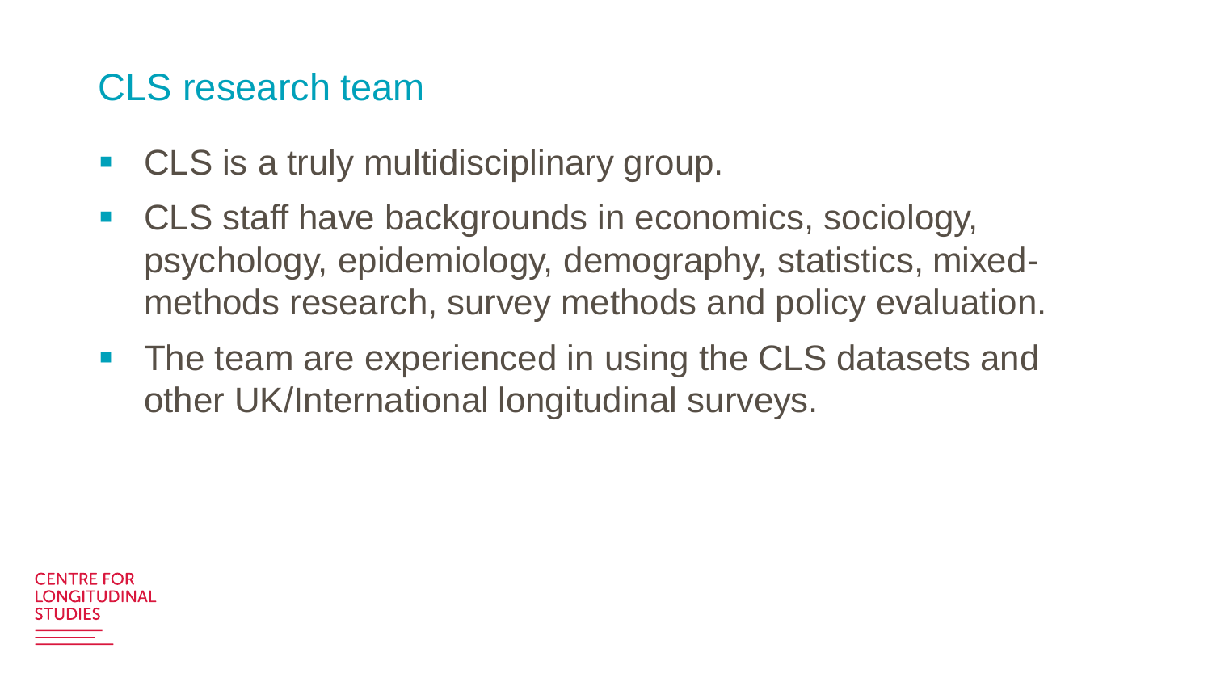## CLS research team

- CLS is a truly multidisciplinary group.
- CLS staff have backgrounds in economics, sociology, psychology, epidemiology, demography, statistics, mixed-methods research, survey methods and policy evaluation.
- The team are experienced in using the CLS datasets and other UK/International longitudinal surveys.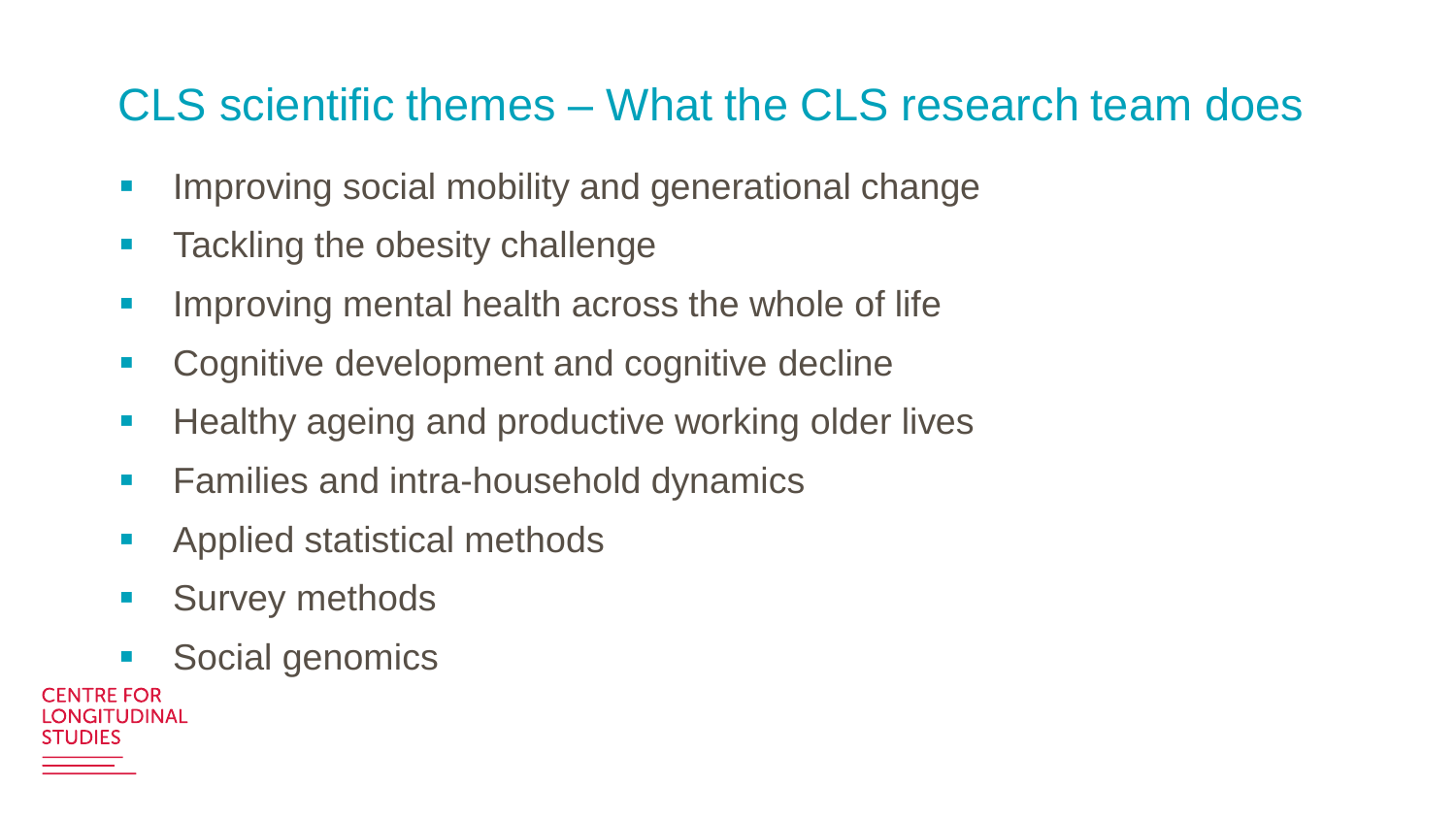## CLS scientific themes – What the CLS research team does

- Improving social mobility and generational change
- Tackling the obesity challenge
- Improving mental health across the whole of life
- Cognitive development and cognitive decline
- Healthy ageing and productive working older lives
- Families and intra-household dynamics
- Applied statistical methods
- Survey methods
- Social genomics

CENTRE FOR LONGITUDINAL STUDIES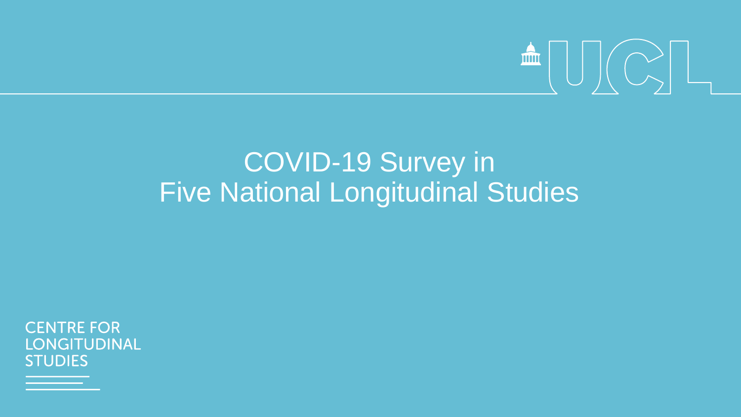# COVID-19 Survey in Five National Longitudinal Studies

CENTRE FOR LONGITUDINAL STUDIES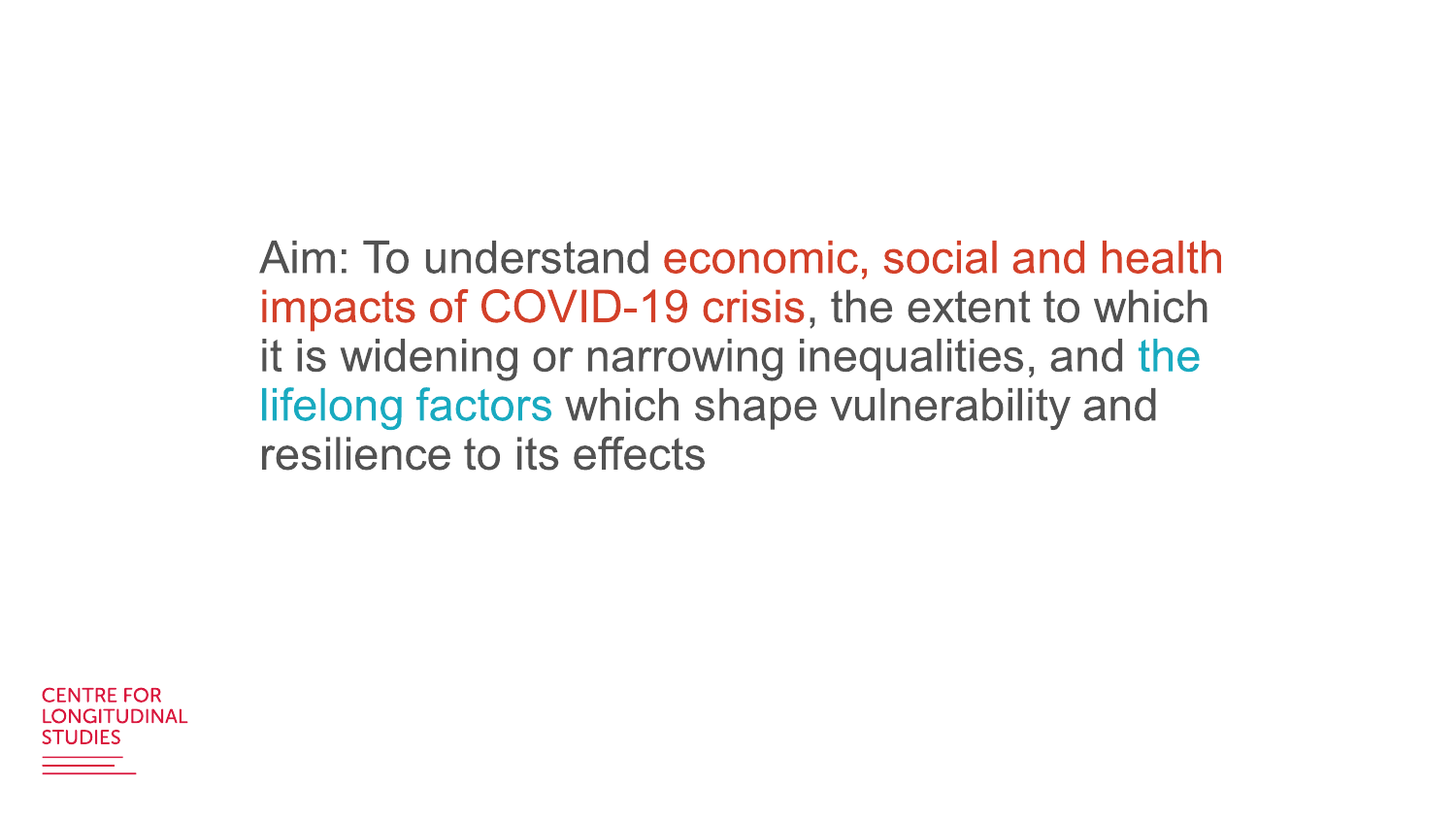Aim: To understand economic, social and health impacts of COVID-19 crisis, the extent to which it is widening or narrowing inequalities, and the lifelong factors which shape vulnerability and resilience to its effects

CENTRE FOR LONGITUDINAL STUDIES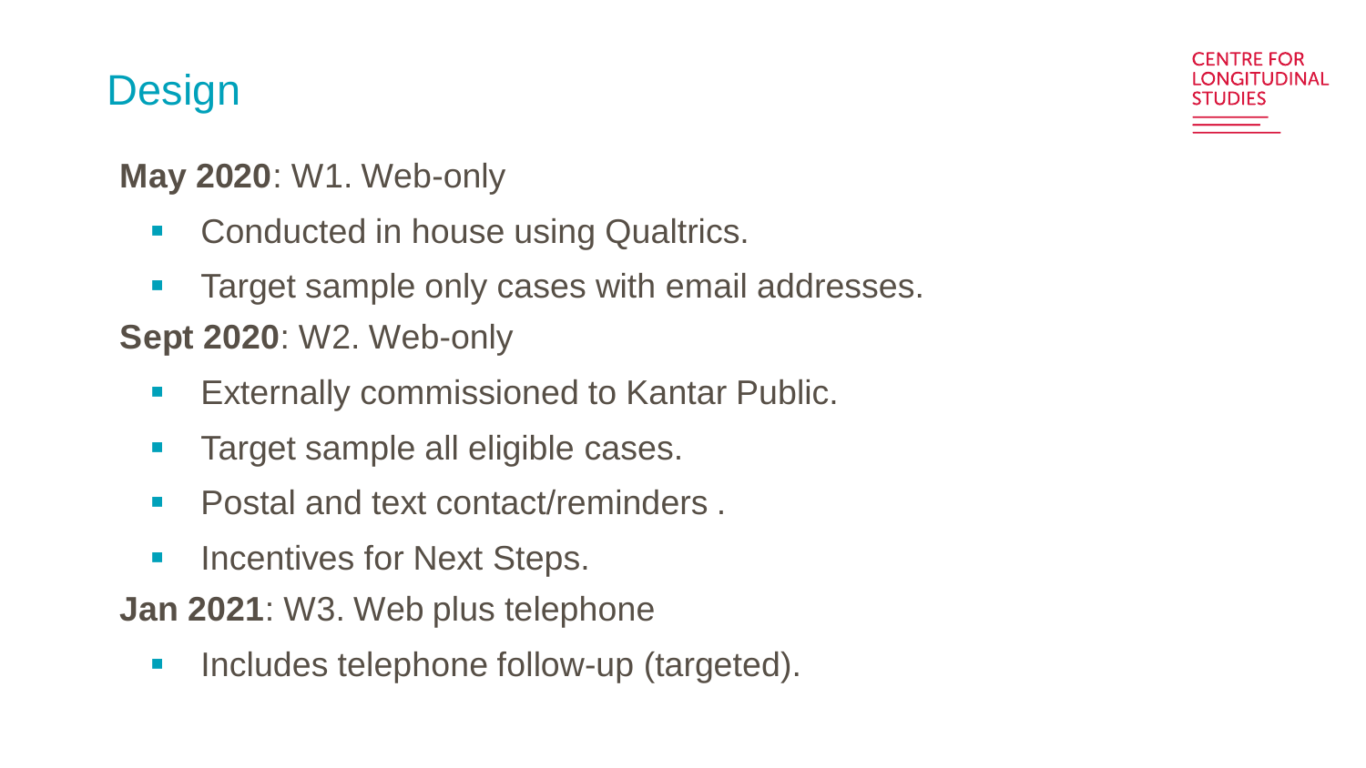# Design

**May 2020**: W1. Web-only

- Conducted in house using Qualtrics.
- Target sample only cases with email addresses.

**Sept 2020**: W2. Web-only

- Externally commissioned to Kantar Public.
- Target sample all eligible cases.
- Postal and text contact/reminders .
- Incentives for Next Steps.

**Jan 2021**: W3. Web plus telephone

- Includes telephone follow-up (targeted).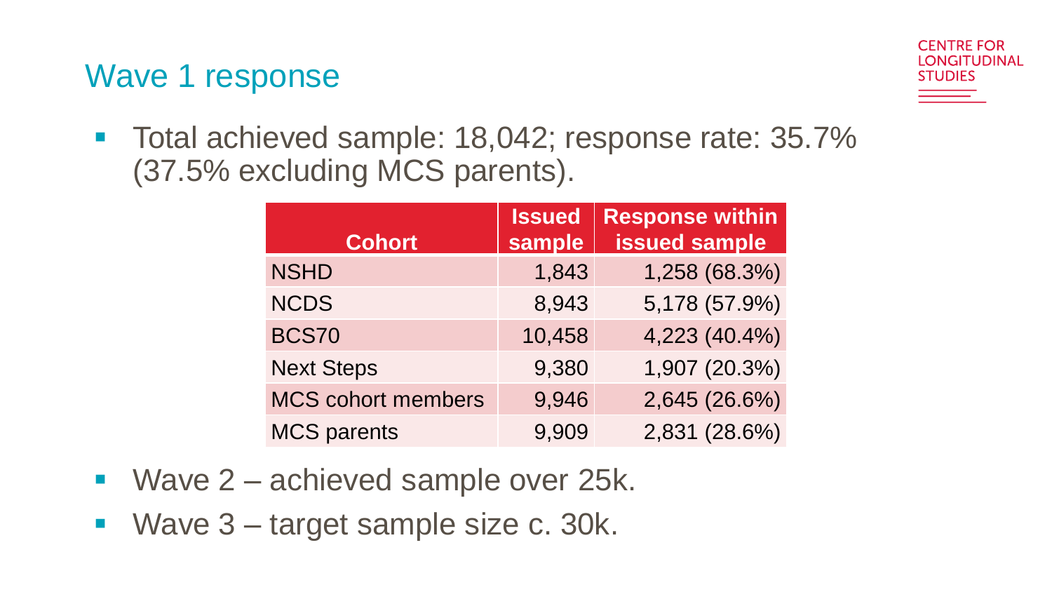# Wave 1 response

- Total achieved sample: 18,042; response rate: 35.7% (37.5% excluding MCS parents).

| Cohort | Issued sample | Response within issued sample |
|---|---|---|
| NSHD | 1,843 | 1,258 (68.3%) |
| NCDS | 8,943 | 5,178 (57.9%) |
| BCS70 | 10,458 | 4,223 (40.4%) |
| Next Steps | 9,380 | 1,907 (20.3%) |
| MCS cohort members | 9,946 | 2,645 (26.6%) |
| MCS parents | 9,909 | 2,831 (28.6%) |

- Wave 2 – achieved sample over 25k.
- Wave 3 – target sample size c. 30k.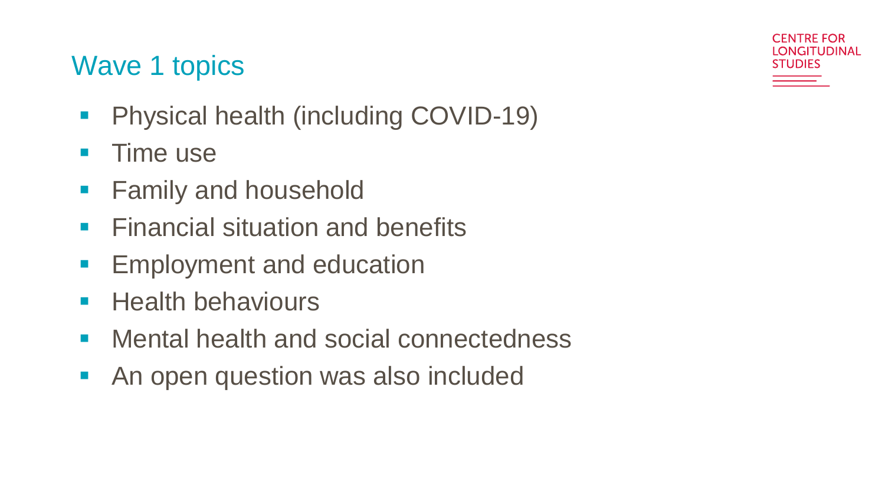## Wave 1 topics

- Physical health (including COVID-19)
- Time use
- Family and household
- Financial situation and benefits
- Employment and education
- Health behaviours
- Mental health and social connectedness
- An open question was also included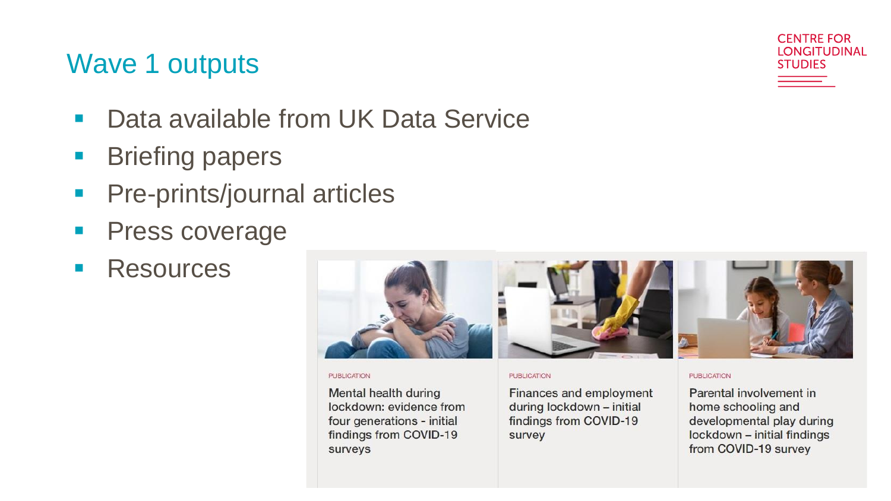# Wave 1 outputs

- Data available from UK Data Service
- Briefing papers
- Pre-prints/journal articles
- Press coverage
- Resources

PUBLICATION

Mental health during lockdown: evidence from four generations - initial findings from COVID-19 surveys

PUBLICATION

Finances and employment during lockdown – initial findings from COVID-19 survey

PUBLICATION

Parental involvement in home schooling and developmental play during lockdown – initial findings from COVID-19 survey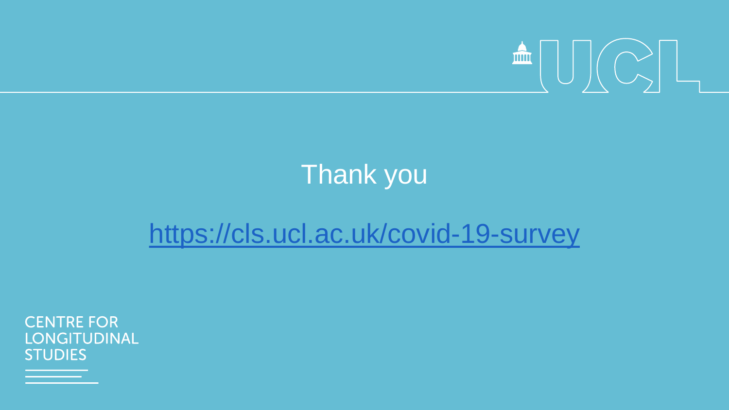# Thank you

https://cls.ucl.ac.uk/covid-19-survey

CENTRE FOR
LONGITUDINAL
STUDIES